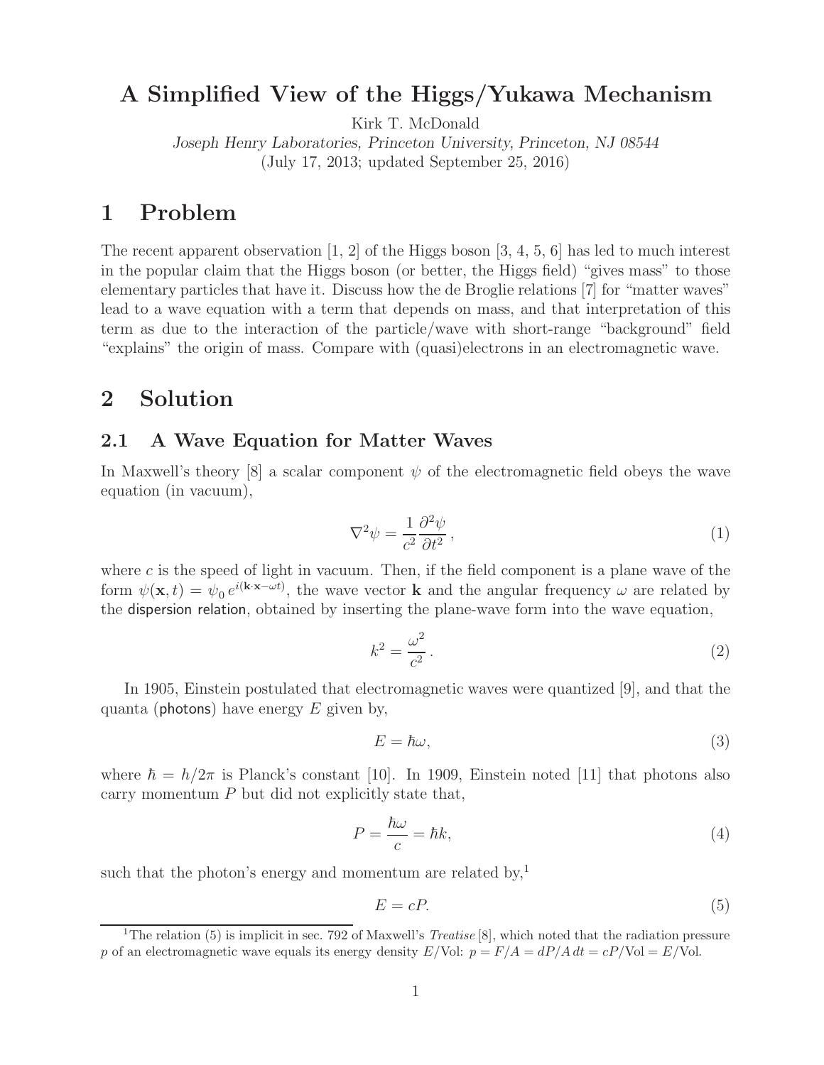# A Simplified View of the Higgs/Yukawa Mechanism

Kirk T. McDonald

*Joseph Henry Laboratories, Princeton University, Princeton, NJ 08544*

(July 17, 2013; updated September 25, 2016)

## 1 Problem

The recent apparent observation [1, 2] of the Higgs boson [3, 4, 5, 6] has led to much interest in the popular claim that the Higgs boson (or better, the Higgs field) "gives mass" to those elementary particles that have it. Discuss how the de Broglie relations [7] for "matter waves" lead to a wave equation with a term that depends on mass, and that interpretation of this term as due to the interaction of the particle/wave with short-range "background" field "explains" the origin of mass. Compare with (quasi)electrons in an electromagnetic wave.

## 2 Solution

### 2.1 A Wave Equation for Matter Waves

In Maxwell's theory [8] a scalar component $\psi$ of the electromagnetic field obeys the wave equation (in vacuum),

$$\nabla^2 \psi = \frac{1}{c^2} \frac{\partial^2 \psi}{\partial t^2}, \tag{1}$$

where $c$ is the speed of light in vacuum. Then, if the field component is a plane wave of the form $\psi(\mathbf{x}, t) = \psi_0 \, e^{i(\mathbf{k} \cdot \mathbf{x} - \omega t)}$, the wave vector $\mathbf{k}$ and the angular frequency $\omega$ are related by the dispersion relation, obtained by inserting the plane-wave form into the wave equation,

$$k^2 = \frac{\omega^2}{c^2}. \tag{2}$$

In 1905, Einstein postulated that electromagnetic waves were quantized [9], and that the quanta (photons) have energy $E$ given by,

$$E = \hbar \omega, \tag{3}$$

where $\hbar = h/2\pi$ is Planck's constant [10]. In 1909, Einstein noted [11] that photons also carry momentum $P$ but did not explicitly state that,

$$P = \frac{\hbar \omega}{c} = \hbar k, \tag{4}$$

such that the photon's energy and momentum are related by,[1]

$$E = cP. \tag{5}$$

[1] The relation (5) is implicit in sec. 792 of Maxwell's *Treatise* [8], which noted that the radiation pressure $p$ of an electromagnetic wave equals its energy density $E/\text{Vol}$: $p = F/A = dP/A\,dt = cP/\text{Vol} = E/\text{Vol}$.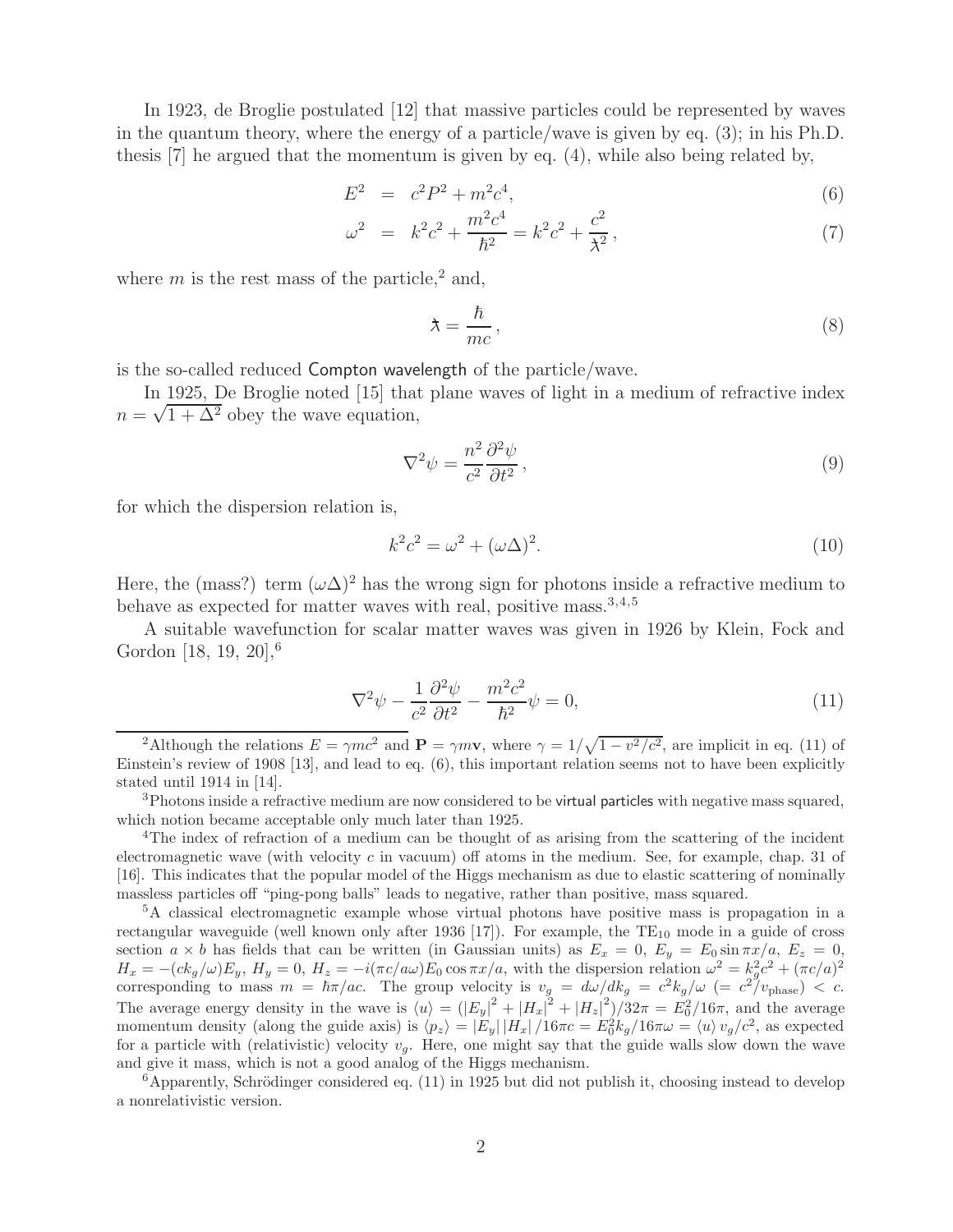In 1923, de Broglie postulated [12] that massive particles could be represented by waves in the quantum theory, where the energy of a particle/wave is given by eq. (3); in his Ph.D. thesis [7] he argued that the momentum is given by eq. (4), while also being related by,

$$E^2 = c^2P^2 + m^2c^4, \tag{6}$$

$$\omega^2 = k^2c^2 + \frac{m^2c^4}{\hbar^2} = k^2c^2 + \frac{c^2}{\lambda\!\!\!^{-2}}, \tag{7}$$

where $m$ is the rest mass of the particle,[2] and,

$$\lambda\!\!\!^- = \frac{\hbar}{mc}, \tag{8}$$

is the so-called reduced Compton wavelength of the particle/wave.

In 1925, De Broglie noted [15] that plane waves of light in a medium of refractive index $n = \sqrt{1+\Delta^2}$ obey the wave equation,

$$\nabla^2\psi = \frac{n^2}{c^2}\frac{\partial^2\psi}{\partial t^2}, \tag{9}$$

for which the dispersion relation is,

$$k^2c^2 = \omega^2 + (\omega\Delta)^2. \tag{10}$$

Here, the (mass?) term $(\omega\Delta)^2$ has the wrong sign for photons inside a refractive medium to behave as expected for matter waves with real, positive mass.[3,4,5]

A suitable wavefunction for scalar matter waves was given in 1926 by Klein, Fock and Gordon [18, 19, 20],[6]

$$\nabla^2\psi - \frac{1}{c^2}\frac{\partial^2\psi}{\partial t^2} - \frac{m^2c^2}{\hbar^2}\psi = 0, \tag{11}$$

---

[2] Although the relations $E = \gamma mc^2$ and $\mathbf{P} = \gamma m\mathbf{v}$, where $\gamma = 1/\sqrt{1 - v^2/c^2}$, are implicit in eq. (11) of Einstein's review of 1908 [13], and lead to eq. (6), this important relation seems not to have been explicitly stated until 1914 in [14].

[3] Photons inside a refractive medium are now considered to be virtual particles with negative mass squared, which notion became acceptable only much later than 1925.

[4] The index of refraction of a medium can be thought of as arising from the scattering of the incident electromagnetic wave (with velocity $c$ in vacuum) off atoms in the medium. See, for example, chap. 31 of [16]. This indicates that the popular model of the Higgs mechanism as due to elastic scattering of nominally massless particles off "ping-pong balls" leads to negative, rather than positive, mass squared.

[5] A classical electromagnetic example whose virtual photons have positive mass is propagation in a rectangular waveguide (well known only after 1936 [17]). For example, the $\mathrm{TE}_{10}$ mode in a guide of cross section $a \times b$ has fields that can be written (in Gaussian units) as $E_x = 0$, $E_y = E_0 \sin \pi x/a$, $E_z = 0$, $H_x = -(ck_g/\omega)E_y$, $H_y = 0$, $H_z = -i(\pi c/a\omega)E_0 \cos \pi x/a$, with the dispersion relation $\omega^2 = k_g^2c^2 + (\pi c/a)^2$ corresponding to mass $m = \hbar\pi/ac$. The group velocity is $v_g = d\omega/dk_g = c^2k_g/\omega$ $(= c^2/v_{\mathrm{phase}}) < c$. The average energy density in the wave is $\langle u\rangle = (|E_y|^2 + |H_x|^2 + |H_z|^2)/32\pi = E_0^2/16\pi$, and the average momentum density (along the guide axis) is $\langle p_z\rangle = |E_y|\,|H_x|/16\pi c = E_0^2k_g/16\pi\omega = \langle u\rangle\, v_g/c^2$, as expected for a particle with (relativistic) velocity $v_g$. Here, one might say that the guide walls slow down the wave and give it mass, which is not a good analog of the Higgs mechanism.

[6] Apparently, Schrödinger considered eq. (11) in 1925 but did not publish it, choosing instead to develop a nonrelativistic version.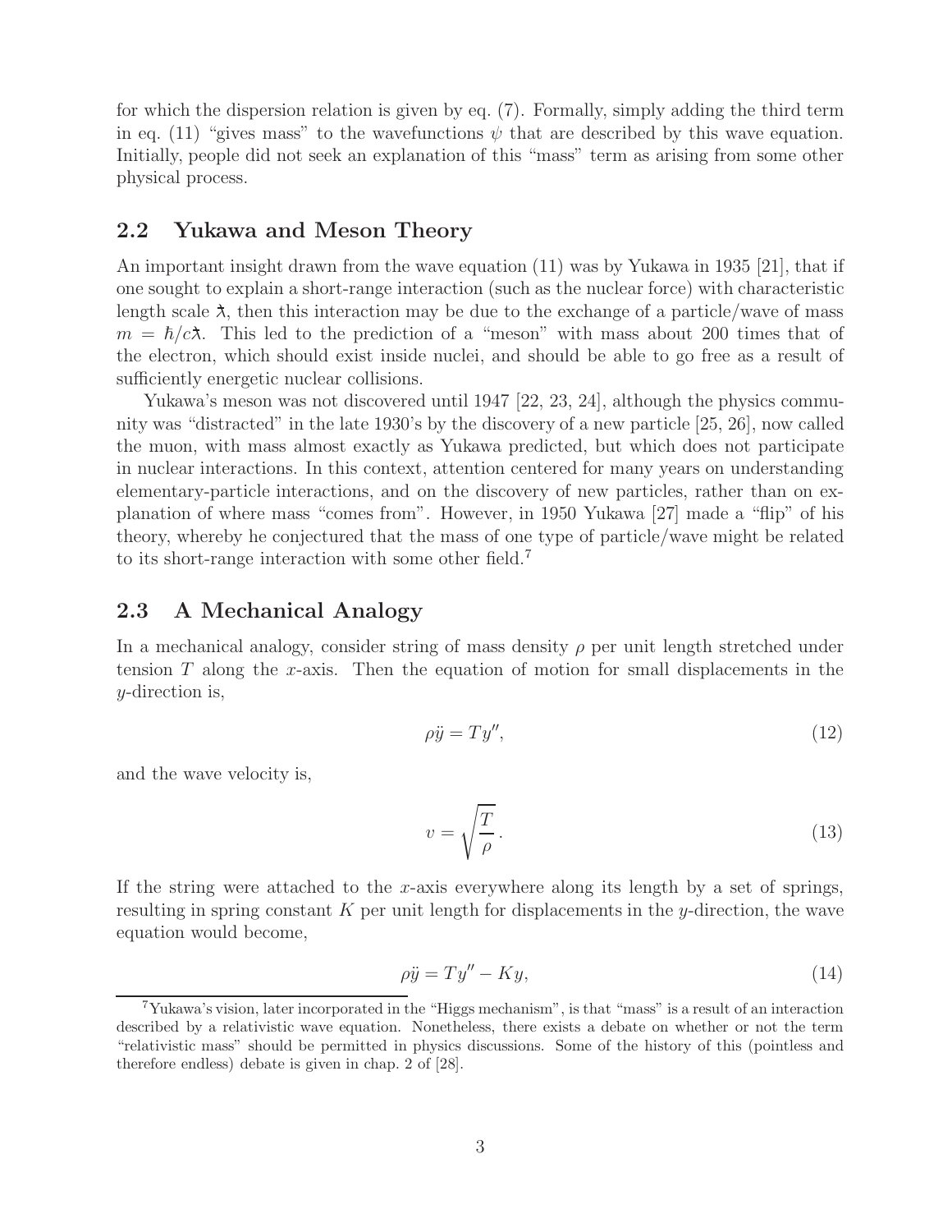for which the dispersion relation is given by eq. (7). Formally, simply adding the third term in eq. (11) "gives mass" to the wavefunctions $\psi$ that are described by this wave equation. Initially, people did not seek an explanation of this "mass" term as arising from some other physical process.

## 2.2 Yukawa and Meson Theory

An important insight drawn from the wave equation (11) was by Yukawa in 1935 [21], that if one sought to explain a short-range interaction (such as the nuclear force) with characteristic length scale $\lambda\!\!\!^-$, then this interaction may be due to the exchange of a particle/wave of mass $m = \hbar/c\lambda\!\!\!^-$. This led to the prediction of a "meson" with mass about 200 times that of the electron, which should exist inside nuclei, and should be able to go free as a result of sufficiently energetic nuclear collisions.

Yukawa's meson was not discovered until 1947 [22, 23, 24], although the physics community was "distracted" in the late 1930's by the discovery of a new particle [25, 26], now called the muon, with mass almost exactly as Yukawa predicted, but which does not participate in nuclear interactions. In this context, attention centered for many years on understanding elementary-particle interactions, and on the discovery of new particles, rather than on explanation of where mass "comes from". However, in 1950 Yukawa [27] made a "flip" of his theory, whereby he conjectured that the mass of one type of particle/wave might be related to its short-range interaction with some other field.[7]

## 2.3 A Mechanical Analogy

In a mechanical analogy, consider string of mass density $\rho$ per unit length stretched under tension $T$ along the $x$-axis. Then the equation of motion for small displacements in the $y$-direction is,

$$\rho \ddot{y} = T y'', \tag{12}$$

and the wave velocity is,

$$v = \sqrt{\frac{T}{\rho}}\,. \tag{13}$$

If the string were attached to the $x$-axis everywhere along its length by a set of springs, resulting in spring constant $K$ per unit length for displacements in the $y$-direction, the wave equation would become,

$$\rho \ddot{y} = T y'' - K y, \tag{14}$$

[7] Yukawa's vision, later incorporated in the "Higgs mechanism", is that "mass" is a result of an interaction described by a relativistic wave equation. Nonetheless, there exists a debate on whether or not the term "relativistic mass" should be permitted in physics discussions. Some of the history of this (pointless and therefore endless) debate is given in chap. 2 of [28].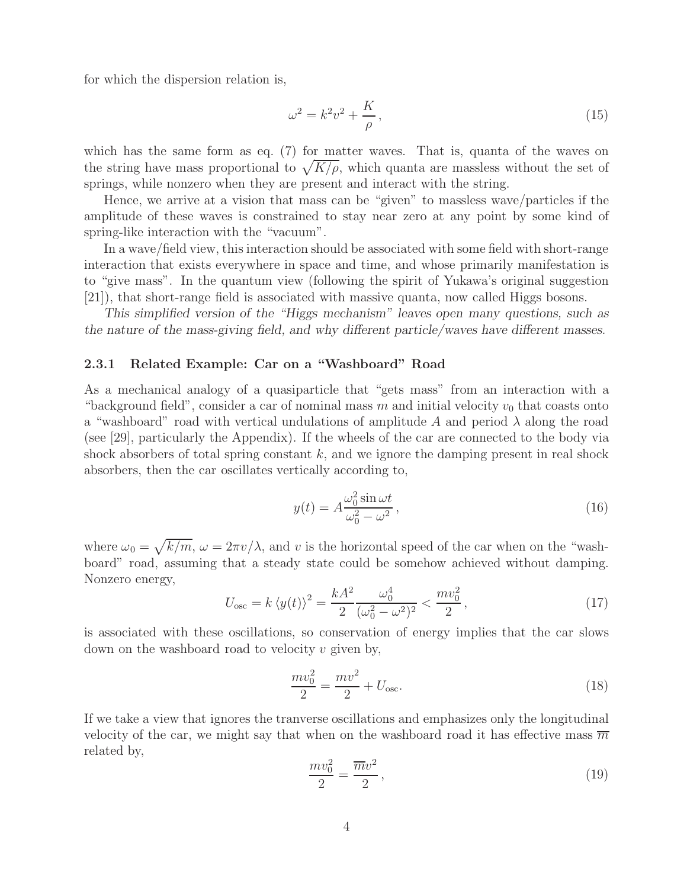for which the dispersion relation is,

$$\omega^2 = k^2 v^2 + \frac{K}{\rho}\,, \tag{15}$$

which has the same form as eq. (7) for matter waves. That is, quanta of the waves on the string have mass proportional to $\sqrt{K/\rho}$, which quanta are massless without the set of springs, while nonzero when they are present and interact with the string.

Hence, we arrive at a vision that mass can be "given" to massless wave/particles if the amplitude of these waves is constrained to stay near zero at any point by some kind of spring-like interaction with the "vacuum".

In a wave/field view, this interaction should be associated with some field with short-range interaction that exists everywhere in space and time, and whose primarily manifestation is to "give mass". In the quantum view (following the spirit of Yukawa's original suggestion [21]), that short-range field is associated with massive quanta, now called Higgs bosons.

*This simplified version of the "Higgs mechanism" leaves open many questions, such as the nature of the mass-giving field, and why different particle/waves have different masses.*

### 2.3.1 Related Example: Car on a "Washboard" Road

As a mechanical analogy of a quasiparticle that "gets mass" from an interaction with a "background field", consider a car of nominal mass $m$ and initial velocity $v_0$ that coasts onto a "washboard" road with vertical undulations of amplitude $A$ and period $\lambda$ along the road (see [29], particularly the Appendix). If the wheels of the car are connected to the body via shock absorbers of total spring constant $k$, and we ignore the damping present in real shock absorbers, then the car oscillates vertically according to,

$$y(t) = A\frac{\omega_0^2 \sin\omega t}{\omega_0^2 - \omega^2}\,, \tag{16}$$

where $\omega_0 = \sqrt{k/m}$, $\omega = 2\pi v/\lambda$, and $v$ is the horizontal speed of the car when on the "washboard" road, assuming that a steady state could be somehow achieved without damping. Nonzero energy,

$$U_{\rm osc} = k\left\langle y(t)\right\rangle^2 = \frac{kA^2}{2}\frac{\omega_0^4}{(\omega_0^2 - \omega^2)^2} < \frac{mv_0^2}{2}\,, \tag{17}$$

is associated with these oscillations, so conservation of energy implies that the car slows down on the washboard road to velocity $v$ given by,

$$\frac{mv_0^2}{2} = \frac{mv^2}{2} + U_{\rm osc}. \tag{18}$$

If we take a view that ignores the tranverse oscillations and emphasizes only the longitudinal velocity of the car, we might say that when on the washboard road it has effective mass $\overline{m}$ related by,

$$\frac{mv_0^2}{2} = \frac{\overline{m}v^2}{2}\,, \tag{19}$$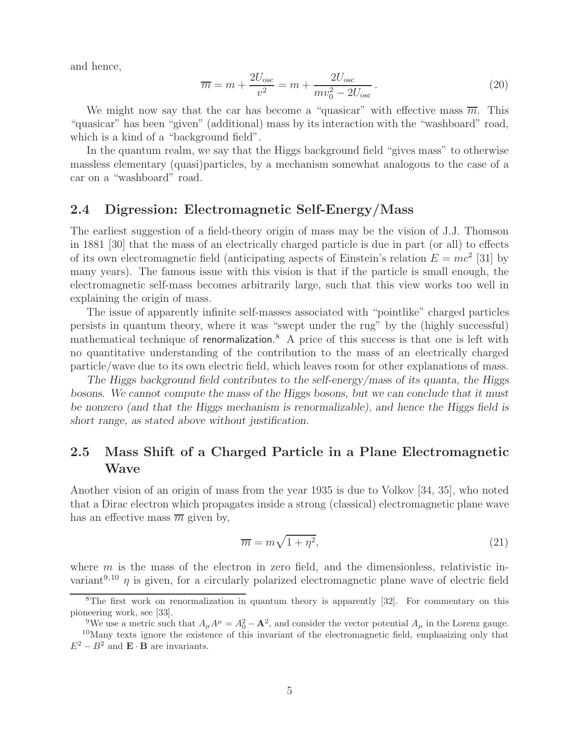and hence,

$$
\overline{m} = m + \frac{2U_{\rm osc}}{v^2} = m + \frac{2U_{\rm osc}}{mv_0^2 - 2U_{\rm osc}}\,. \tag{20}
$$

We might now say that the car has become a "quasicar" with effective mass $\overline{m}$. This "quasicar" has been "given" (additional) mass by its interaction with the "washboard" road, which is a kind of a "background field".

In the quantum realm, we say that the Higgs background field "gives mass" to otherwise massless elementary (quasi)particles, by a mechanism somewhat analogous to the case of a car on a "washboard" road.

## 2.4 Digression: Electromagnetic Self-Energy/Mass

The earliest suggestion of a field-theory origin of mass may be the vision of J.J. Thomson in 1881 [30] that the mass of an electrically charged particle is due in part (or all) to effects of its own electromagnetic field (anticipating aspects of Einstein's relation $E = mc^2$ [31] by many years). The famous issue with this vision is that if the particle is small enough, the electromagnetic self-mass becomes arbitrarily large, such that this view works too well in explaining the origin of mass.

The issue of apparently infinite self-masses associated with "pointlike" charged particles persists in quantum theory, where it was "swept under the rug" by the (highly successful) mathematical technique of renormalization.[8] A price of this success is that one is left with no quantitative understanding of the contribution to the mass of an electrically charged particle/wave due to its own electric field, which leaves room for other explanations of mass.

*The Higgs background field contributes to the self-energy/mass of its quanta, the Higgs bosons. We cannot compute the mass of the Higgs bosons, but we can conclude that it must be nonzero (and that the Higgs mechanism is renormalizable), and hence the Higgs field is short range, as stated above without justification.*

## 2.5 Mass Shift of a Charged Particle in a Plane Electromagnetic Wave

Another vision of an origin of mass from the year 1935 is due to Volkov [34, 35], who noted that a Dirac electron which propagates inside a strong (classical) electromagnetic plane wave has an effective mass $\overline{m}$ given by,

$$
\overline{m} = m\sqrt{1 + \eta^2}, \tag{21}
$$

where $m$ is the mass of the electron in zero field, and the dimensionless, relativistic invariant[9,10] $\eta$ is given, for a circularly polarized electromagnetic plane wave of electric field

---

[8] The first work on renormalization in quantum theory is apparently [32]. For commentary on this pioneering work, see [33].

[9] We use a metric such that $A_\mu A^\mu = A_0^2 - \mathbf{A}^2$, and consider the vector potential $A_\mu$ in the Lorenz gauge.

[10] Many texts ignore the existence of this invariant of the electromagnetic field, emphasizing only that $E^2 - B^2$ and $\mathbf{E} \cdot \mathbf{B}$ are invariants.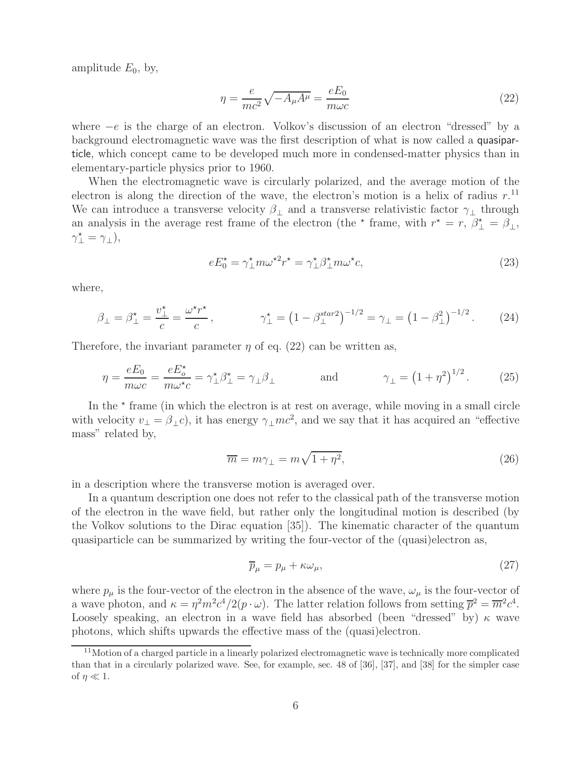amplitude $E_0$, by,

$$\eta = \frac{e}{mc^2}\sqrt{-A_\mu A^\mu} = \frac{eE_0}{m\omega c} \tag{22}$$

where $-e$ is the charge of an electron. Volkov's discussion of an electron "dressed" by a background electromagnetic wave was the first description of what is now called a quasiparticle, which concept came to be developed much more in condensed-matter physics than in elementary-particle physics prior to 1960.

When the electromagnetic wave is circularly polarized, and the average motion of the electron is along the direction of the wave, the electron's motion is a helix of radius $r$.[11] We can introduce a transverse velocity $\beta_\perp$ and a transverse relativistic factor $\gamma_\perp$ through an analysis in the average rest frame of the electron (the $^\star$ frame, with $r^\star = r$, $\beta_\perp^\star = \beta_\perp$, $\gamma_\perp^\star = \gamma_\perp$),

$$eE_0^\star = \gamma_\perp^\star m\omega^{\star 2} r^\star = \gamma_\perp^\star \beta_\perp^\star m\omega^\star c, \tag{23}$$

where,

$$\beta_\perp = \beta_\perp^\star = \frac{v_\perp^\star}{c} = \frac{\omega^\star r^\star}{c}, \qquad \gamma_\perp^\star = \left(1 - \beta_\perp^{star2}\right)^{-1/2} = \gamma_\perp = \left(1 - \beta_\perp^2\right)^{-1/2}. \tag{24}$$

Therefore, the invariant parameter $\eta$ of eq. (22) can be written as,

$$\eta = \frac{eE_0}{m\omega c} = \frac{eE_o^\star}{m\omega^\star c} = \gamma_\perp^\star \beta_\perp^\star = \gamma_\perp \beta_\perp \qquad \text{and} \qquad \gamma_\perp = \left(1 + \eta^2\right)^{1/2}. \tag{25}$$

In the $^\star$ frame (in which the electron is at rest on average, while moving in a small circle with velocity $v_\perp = \beta_\perp c$), it has energy $\gamma_\perp mc^2$, and we say that it has acquired an "effective mass" related by,

$$\overline{m} = m\gamma_\perp = m\sqrt{1 + \eta^2}, \tag{26}$$

in a description where the transverse motion is averaged over.

In a quantum description one does not refer to the classical path of the transverse motion of the electron in the wave field, but rather only the longitudinal motion is described (by the Volkov solutions to the Dirac equation [35]). The kinematic character of the quantum quasiparticle can be summarized by writing the four-vector of the (quasi)electron as,

$$\overline{p}_\mu = p_\mu + \kappa\omega_\mu, \tag{27}$$

where $p_\mu$ is the four-vector of the electron in the absence of the wave, $\omega_\mu$ is the four-vector of a wave photon, and $\kappa = \eta^2 m^2 c^4 / 2(p \cdot \omega)$. The latter relation follows from setting $\overline{p}^2 = \overline{m}^2 c^4$. Loosely speaking, an electron in a wave field has absorbed (been "dressed" by) $\kappa$ wave photons, which shifts upwards the effective mass of the (quasi)electron.

[11] Motion of a charged particle in a linearly polarized electromagnetic wave is technically more complicated than that in a circularly polarized wave. See, for example, sec. 48 of [36], [37], and [38] for the simpler case of $\eta \ll 1$.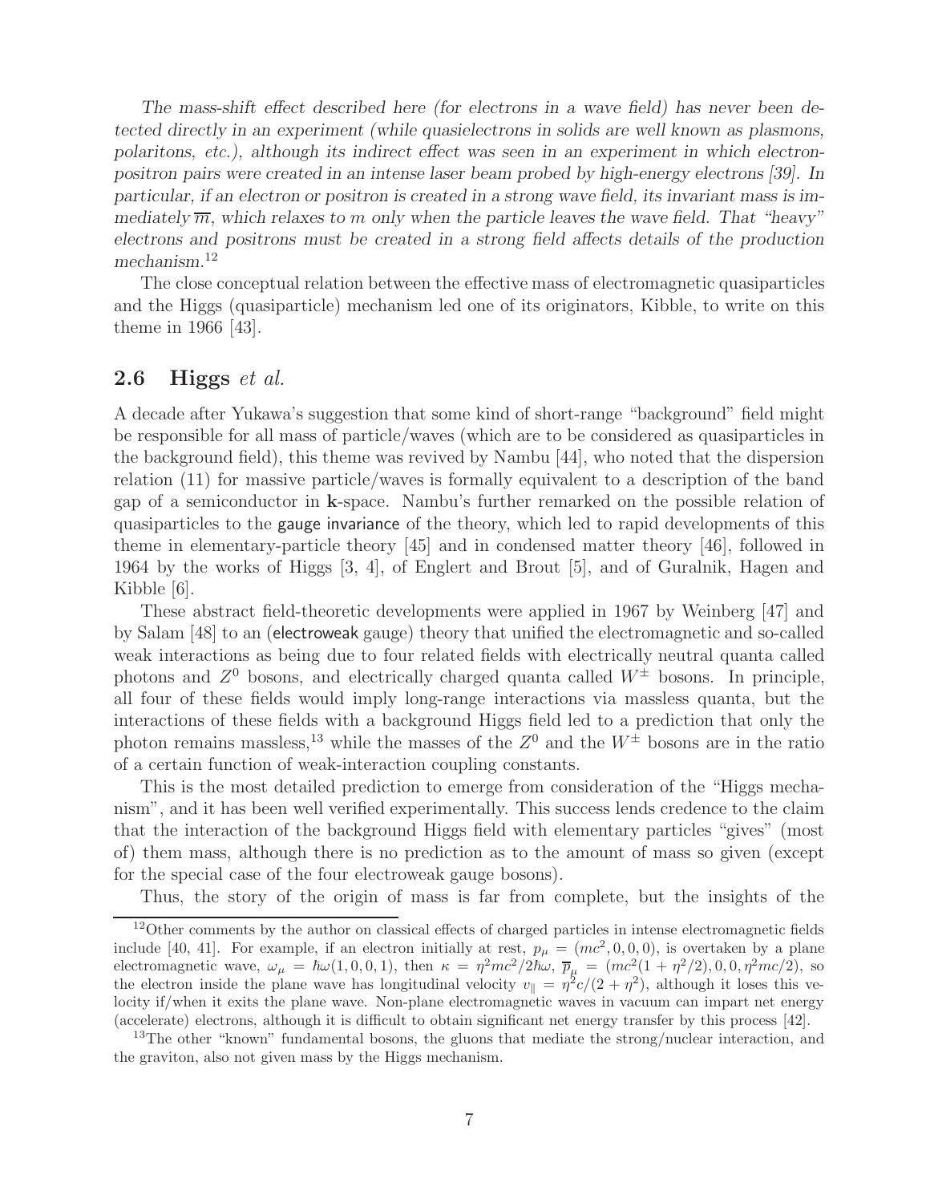*The mass-shift effect described here (for electrons in a wave field) has never been detected directly in an experiment (while quasielectrons in solids are well known as plasmons, polaritons, etc.), although its indirect effect was seen in an experiment in which electron-positron pairs were created in an intense laser beam probed by high-energy electrons [39]. In particular, if an electron or positron is created in a strong wave field, its invariant mass is immediately $\overline{m}$, which relaxes to $m$ only when the particle leaves the wave field. That "heavy" electrons and positrons must be created in a strong field affects details of the production mechanism.*[12]

The close conceptual relation between the effective mass of electromagnetic quasiparticles and the Higgs (quasiparticle) mechanism led one of its originators, Kibble, to write on this theme in 1966 [43].

## 2.6 Higgs *et al.*

A decade after Yukawa's suggestion that some kind of short-range "background" field might be responsible for all mass of particle/waves (which are to be considered as quasiparticles in the background field), this theme was revived by Nambu [44], who noted that the dispersion relation (11) for massive particle/waves is formally equivalent to a description of the band gap of a semiconductor in **k**-space. Nambu's further remarked on the possible relation of quasiparticles to the gauge invariance of the theory, which led to rapid developments of this theme in elementary-particle theory [45] and in condensed matter theory [46], followed in 1964 by the works of Higgs [3, 4], of Englert and Brout [5], and of Guralnik, Hagen and Kibble [6].

These abstract field-theoretic developments were applied in 1967 by Weinberg [47] and by Salam [48] to an (electroweak gauge) theory that unified the electromagnetic and so-called weak interactions as being due to four related fields with electrically neutral quanta called photons and $Z^0$ bosons, and electrically charged quanta called $W^{\pm}$ bosons. In principle, all four of these fields would imply long-range interactions via massless quanta, but the interactions of these fields with a background Higgs field led to a prediction that only the photon remains massless,[13] while the masses of the $Z^0$ and the $W^{\pm}$ bosons are in the ratio of a certain function of weak-interaction coupling constants.

This is the most detailed prediction to emerge from consideration of the "Higgs mechanism", and it has been well verified experimentally. This success lends credence to the claim that the interaction of the background Higgs field with elementary particles "gives" (most of) them mass, although there is no prediction as to the amount of mass so given (except for the special case of the four electroweak gauge bosons).

Thus, the story of the origin of mass is far from complete, but the insights of the

---

[12] Other comments by the author on classical effects of charged particles in intense electromagnetic fields include [40, 41]. For example, if an electron initially at rest, $p_\mu = (mc^2, 0, 0, 0)$, is overtaken by a plane electromagnetic wave, $\omega_\mu = \hbar\omega(1, 0, 0, 1)$, then $\kappa = \eta^2 mc^2/2\hbar\omega$, $\overline{p}_\mu = (mc^2(1 + \eta^2/2), 0, 0, \eta^2 mc/2)$, so the electron inside the plane wave has longitudinal velocity $v_\parallel = \eta^2 c/(2 + \eta^2)$, although it loses this velocity if/when it exits the plane wave. Non-plane electromagnetic waves in vacuum can impart net energy (accelerate) electrons, although it is difficult to obtain significant net energy transfer by this process [42].

[13] The other "known" fundamental bosons, the gluons that mediate the strong/nuclear interaction, and the graviton, also not given mass by the Higgs mechanism.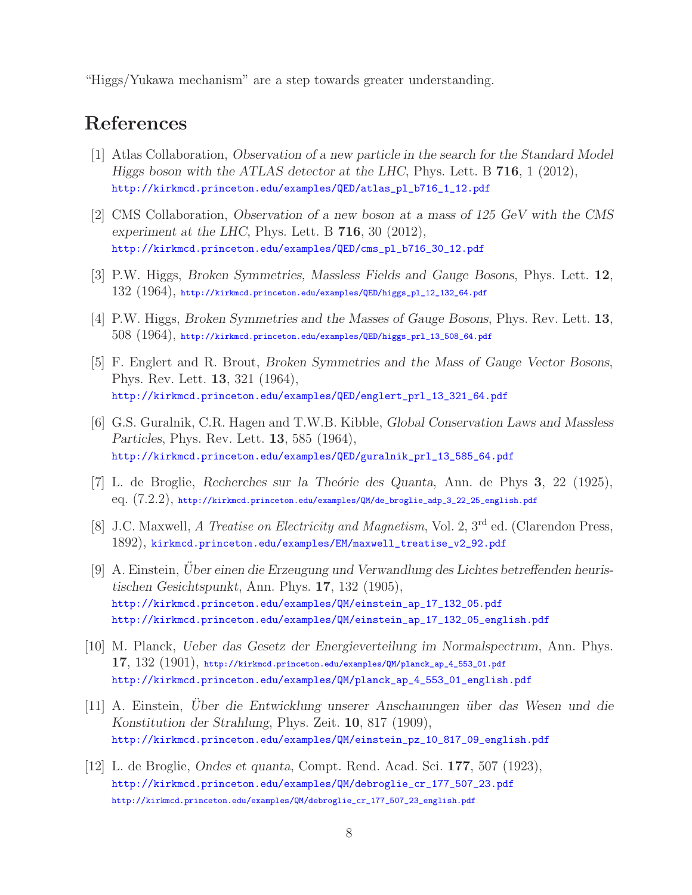"Higgs/Yukawa mechanism" are a step towards greater understanding.

## References

[1] Atlas Collaboration, *Observation of a new particle in the search for the Standard Model Higgs boson with the ATLAS detector at the LHC*, Phys. Lett. B **716**, 1 (2012), http://kirkmcd.princeton.edu/examples/QED/atlas_pl_b716_1_12.pdf

[2] CMS Collaboration, *Observation of a new boson at a mass of 125 GeV with the CMS experiment at the LHC*, Phys. Lett. B **716**, 30 (2012), http://kirkmcd.princeton.edu/examples/QED/cms_pl_b716_30_12.pdf

[3] P.W. Higgs, *Broken Symmetries, Massless Fields and Gauge Bosons*, Phys. Lett. **12**, 132 (1964), http://kirkmcd.princeton.edu/examples/QED/higgs_pl_12_132_64.pdf

[4] P.W. Higgs, *Broken Symmetries and the Masses of Gauge Bosons*, Phys. Rev. Lett. **13**, 508 (1964), http://kirkmcd.princeton.edu/examples/QED/higgs_prl_13_508_64.pdf

[5] F. Englert and R. Brout, *Broken Symmetries and the Mass of Gauge Vector Bosons*, Phys. Rev. Lett. **13**, 321 (1964), http://kirkmcd.princeton.edu/examples/QED/englert_prl_13_321_64.pdf

[6] G.S. Guralnik, C.R. Hagen and T.W.B. Kibble, *Global Conservation Laws and Massless Particles*, Phys. Rev. Lett. **13**, 585 (1964), http://kirkmcd.princeton.edu/examples/QED/guralnik_prl_13_585_64.pdf

[7] L. de Broglie, *Recherches sur la Theórie des Quanta*, Ann. de Phys **3**, 22 (1925), eq. (7.2.2), http://kirkmcd.princeton.edu/examples/QM/de_broglie_adp_3_22_25_english.pdf

[8] J.C. Maxwell, *A Treatise on Electricity and Magnetism*, Vol. 2, 3rd ed. (Clarendon Press, 1892), kirkmcd.princeton.edu/examples/EM/maxwell_treatise_v2_92.pdf

[9] A. Einstein, *Über einen die Erzeugung und Verwandlung des Lichtes betreffenden heuristischen Gesichtspunkt*, Ann. Phys. **17**, 132 (1905), http://kirkmcd.princeton.edu/examples/QM/einstein_ap_17_132_05.pdf http://kirkmcd.princeton.edu/examples/QM/einstein_ap_17_132_05_english.pdf

[10] M. Planck, *Ueber das Gesetz der Energieverteilung im Normalspectrum*, Ann. Phys. **17**, 132 (1901), http://kirkmcd.princeton.edu/examples/QM/planck_ap_4_553_01.pdf http://kirkmcd.princeton.edu/examples/QM/planck_ap_4_553_01_english.pdf

[11] A. Einstein, *Über die Entwicklung unserer Anschauungen über das Wesen und die Konstitution der Strahlung*, Phys. Zeit. **10**, 817 (1909), http://kirkmcd.princeton.edu/examples/QM/einstein_pz_10_817_09_english.pdf

[12] L. de Broglie, *Ondes et quanta*, Compt. Rend. Acad. Sci. **177**, 507 (1923), http://kirkmcd.princeton.edu/examples/QM/debroglie_cr_177_507_23.pdf http://kirkmcd.princeton.edu/examples/QM/debroglie_cr_177_507_23_english.pdf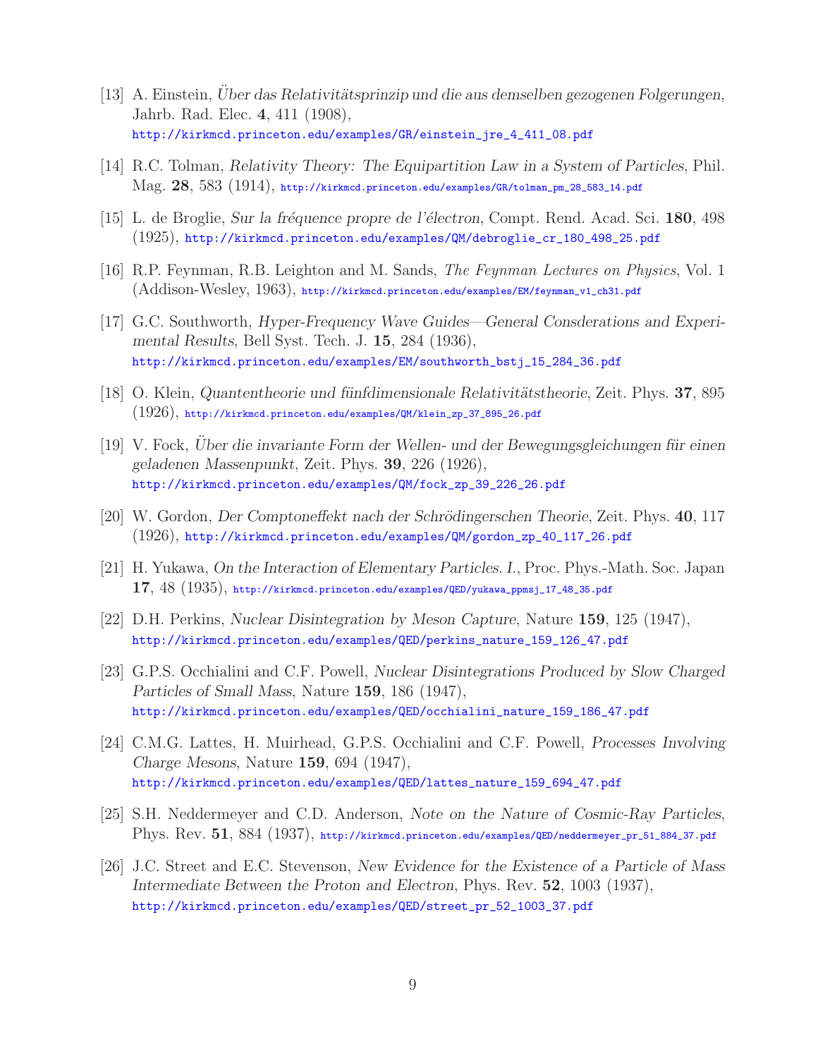[13] A. Einstein, *Über das Relativitätsprinzip und die aus demselben gezogenen Folgerungen*, Jahrb. Rad. Elec. **4**, 411 (1908), http://kirkmcd.princeton.edu/examples/GR/einstein_jre_4_411_08.pdf

[14] R.C. Tolman, *Relativity Theory: The Equipartition Law in a System of Particles*, Phil. Mag. **28**, 583 (1914), http://kirkmcd.princeton.edu/examples/GR/tolman_pm_28_583_14.pdf

[15] L. de Broglie, *Sur la fréquence propre de l'électron*, Compt. Rend. Acad. Sci. **180**, 498 (1925), http://kirkmcd.princeton.edu/examples/QM/debroglie_cr_180_498_25.pdf

[16] R.P. Feynman, R.B. Leighton and M. Sands, *The Feynman Lectures on Physics*, Vol. 1 (Addison-Wesley, 1963), http://kirkmcd.princeton.edu/examples/EM/feynman_v1_ch31.pdf

[17] G.C. Southworth, *Hyper-Frequency Wave Guides—General Consderations and Experimental Results*, Bell Syst. Tech. J. **15**, 284 (1936), http://kirkmcd.princeton.edu/examples/EM/southworth_bstj_15_284_36.pdf

[18] O. Klein, *Quantentheorie und fünfdimensionale Relativitätstheorie*, Zeit. Phys. **37**, 895 (1926), http://kirkmcd.princeton.edu/examples/QM/klein_zp_37_895_26.pdf

[19] V. Fock, *Über die invariante Form der Wellen- und der Bewegungsgleichungen für einen geladenen Massenpunkt*, Zeit. Phys. **39**, 226 (1926), http://kirkmcd.princeton.edu/examples/QM/fock_zp_39_226_26.pdf

[20] W. Gordon, *Der Comptoneffekt nach der Schrödingerschen Theorie*, Zeit. Phys. **40**, 117 (1926), http://kirkmcd.princeton.edu/examples/QM/gordon_zp_40_117_26.pdf

[21] H. Yukawa, *On the Interaction of Elementary Particles. I.*, Proc. Phys.-Math. Soc. Japan **17**, 48 (1935), http://kirkmcd.princeton.edu/examples/QED/yukawa_ppmsj_17_48_35.pdf

[22] D.H. Perkins, *Nuclear Disintegration by Meson Capture*, Nature **159**, 125 (1947), http://kirkmcd.princeton.edu/examples/QED/perkins_nature_159_126_47.pdf

[23] G.P.S. Occhialini and C.F. Powell, *Nuclear Disintegrations Produced by Slow Charged Particles of Small Mass*, Nature **159**, 186 (1947), http://kirkmcd.princeton.edu/examples/QED/occhialini_nature_159_186_47.pdf

[24] C.M.G. Lattes, H. Muirhead, G.P.S. Occhialini and C.F. Powell, *Processes Involving Charge Mesons*, Nature **159**, 694 (1947), http://kirkmcd.princeton.edu/examples/QED/lattes_nature_159_694_47.pdf

[25] S.H. Neddermeyer and C.D. Anderson, *Note on the Nature of Cosmic-Ray Particles*, Phys. Rev. **51**, 884 (1937), http://kirkmcd.princeton.edu/examples/QED/neddermeyer_pr_51_884_37.pdf

[26] J.C. Street and E.C. Stevenson, *New Evidence for the Existence of a Particle of Mass Intermediate Between the Proton and Electron*, Phys. Rev. **52**, 1003 (1937), http://kirkmcd.princeton.edu/examples/QED/street_pr_52_1003_37.pdf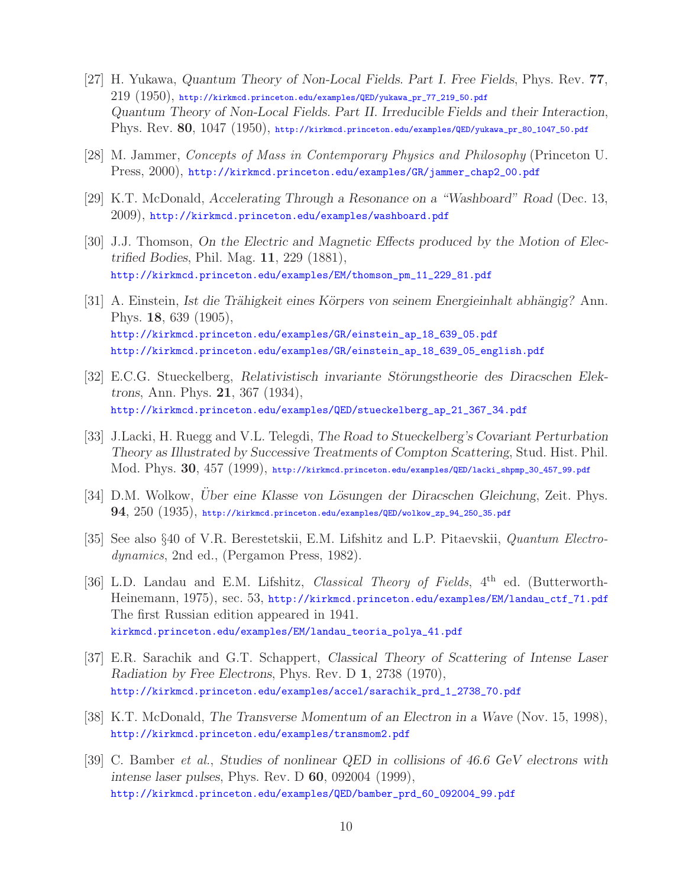[27] H. Yukawa, *Quantum Theory of Non-Local Fields. Part I. Free Fields*, Phys. Rev. **77**, 219 (1950), http://kirkmcd.princeton.edu/examples/QED/yukawa_pr_77_219_50.pdf
*Quantum Theory of Non-Local Fields. Part II. Irreducible Fields and their Interaction*, Phys. Rev. **80**, 1047 (1950), http://kirkmcd.princeton.edu/examples/QED/yukawa_pr_80_1047_50.pdf

[28] M. Jammer, *Concepts of Mass in Contemporary Physics and Philosophy* (Princeton U. Press, 2000), http://kirkmcd.princeton.edu/examples/GR/jammer_chap2_00.pdf

[29] K.T. McDonald, *Accelerating Through a Resonance on a "Washboard" Road* (Dec. 13, 2009), http://kirkmcd.princeton.edu/examples/washboard.pdf

[30] J.J. Thomson, *On the Electric and Magnetic Effects produced by the Motion of Electrified Bodies*, Phil. Mag. **11**, 229 (1881),
http://kirkmcd.princeton.edu/examples/EM/thomson_pm_11_229_81.pdf

[31] A. Einstein, *Ist die Trähigkeit eines Körpers von seinem Energieinhalt abhängig?* Ann. Phys. **18**, 639 (1905),
http://kirkmcd.princeton.edu/examples/GR/einstein_ap_18_639_05.pdf
http://kirkmcd.princeton.edu/examples/GR/einstein_ap_18_639_05_english.pdf

[32] E.C.G. Stueckelberg, *Relativistisch invariante Störungstheorie des Diracschen Elektrons*, Ann. Phys. **21**, 367 (1934),
http://kirkmcd.princeton.edu/examples/QED/stueckelberg_ap_21_367_34.pdf

[33] J.Lacki, H. Ruegg and V.L. Telegdi, *The Road to Stueckelberg's Covariant Perturbation Theory as Illustrated by Successive Treatments of Compton Scattering*, Stud. Hist. Phil. Mod. Phys. **30**, 457 (1999), http://kirkmcd.princeton.edu/examples/QED/lacki_shpmp_30_457_99.pdf

[34] D.M. Wolkow, *Über eine Klasse von Lösungen der Diracschen Gleichung*, Zeit. Phys. **94**, 250 (1935), http://kirkmcd.princeton.edu/examples/QED/wolkow_zp_94_250_35.pdf

[35] See also §40 of V.R. Berestetskii, E.M. Lifshitz and L.P. Pitaevskii, *Quantum Electrodynamics*, 2nd ed., (Pergamon Press, 1982).

[36] L.D. Landau and E.M. Lifshitz, *Classical Theory of Fields*, 4th ed. (Butterworth-Heinemann, 1975), sec. 53, http://kirkmcd.princeton.edu/examples/EM/landau_ctf_71.pdf
The first Russian edition appeared in 1941.
kirkmcd.princeton.edu/examples/EM/landau_teoria_polya_41.pdf

[37] E.R. Sarachik and G.T. Schappert, *Classical Theory of Scattering of Intense Laser Radiation by Free Electrons*, Phys. Rev. D **1**, 2738 (1970),
http://kirkmcd.princeton.edu/examples/accel/sarachik_prd_1_2738_70.pdf

[38] K.T. McDonald, *The Transverse Momentum of an Electron in a Wave* (Nov. 15, 1998),
http://kirkmcd.princeton.edu/examples/transmom2.pdf

[39] C. Bamber *et al.*, *Studies of nonlinear QED in collisions of 46.6 GeV electrons with intense laser pulses*, Phys. Rev. D **60**, 092004 (1999),
http://kirkmcd.princeton.edu/examples/QED/bamber_prd_60_092004_99.pdf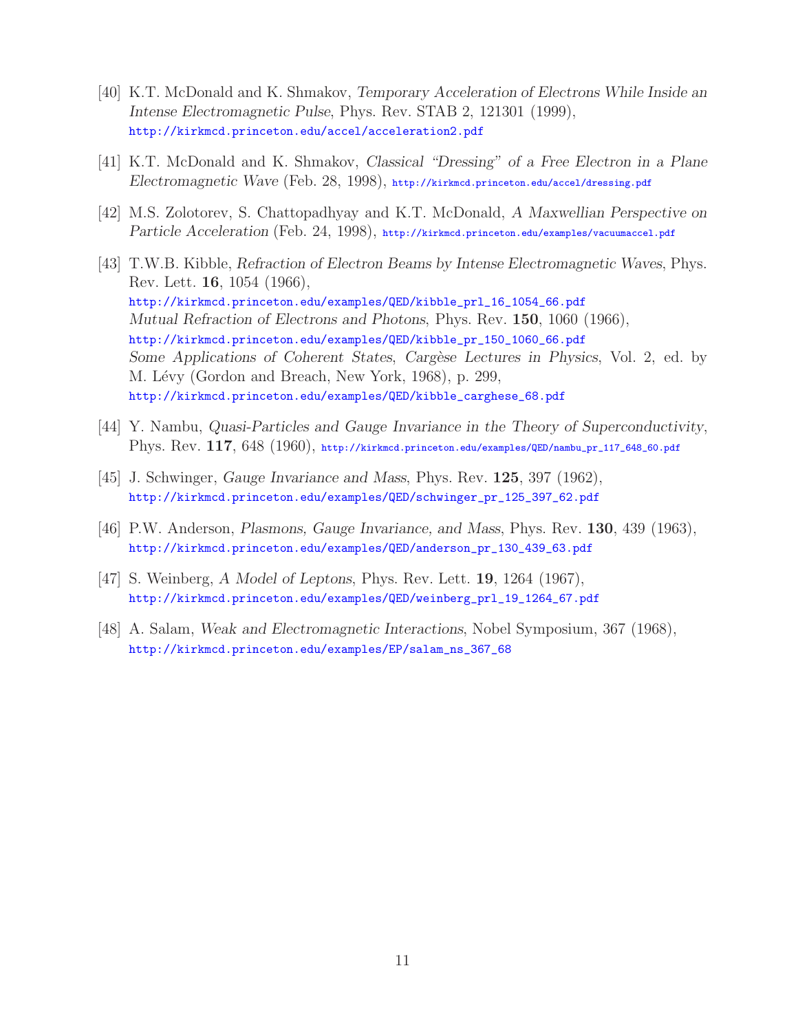[40] K.T. McDonald and K. Shmakov, *Temporary Acceleration of Electrons While Inside an Intense Electromagnetic Pulse*, Phys. Rev. STAB 2, 121301 (1999),
http://kirkmcd.princeton.edu/accel/acceleration2.pdf

[41] K.T. McDonald and K. Shmakov, *Classical "Dressing" of a Free Electron in a Plane Electromagnetic Wave* (Feb. 28, 1998), http://kirkmcd.princeton.edu/accel/dressing.pdf

[42] M.S. Zolotorev, S. Chattopadhyay and K.T. McDonald, *A Maxwellian Perspective on Particle Acceleration* (Feb. 24, 1998), http://kirkmcd.princeton.edu/examples/vacuumaccel.pdf

[43] T.W.B. Kibble, *Refraction of Electron Beams by Intense Electromagnetic Waves*, Phys. Rev. Lett. **16**, 1054 (1966),
http://kirkmcd.princeton.edu/examples/QED/kibble_prl_16_1054_66.pdf
*Mutual Refraction of Electrons and Photons*, Phys. Rev. **150**, 1060 (1966),
http://kirkmcd.princeton.edu/examples/QED/kibble_pr_150_1060_66.pdf
*Some Applications of Coherent States*, *Cargèse Lectures in Physics*, Vol. 2, ed. by M. Lévy (Gordon and Breach, New York, 1968), p. 299,
http://kirkmcd.princeton.edu/examples/QED/kibble_carghese_68.pdf

[44] Y. Nambu, *Quasi-Particles and Gauge Invariance in the Theory of Superconductivity*, Phys. Rev. **117**, 648 (1960), http://kirkmcd.princeton.edu/examples/QED/nambu_pr_117_648_60.pdf

[45] J. Schwinger, *Gauge Invariance and Mass*, Phys. Rev. **125**, 397 (1962),
http://kirkmcd.princeton.edu/examples/QED/schwinger_pr_125_397_62.pdf

[46] P.W. Anderson, *Plasmons, Gauge Invariance, and Mass*, Phys. Rev. **130**, 439 (1963),
http://kirkmcd.princeton.edu/examples/QED/anderson_pr_130_439_63.pdf

[47] S. Weinberg, *A Model of Leptons*, Phys. Rev. Lett. **19**, 1264 (1967),
http://kirkmcd.princeton.edu/examples/QED/weinberg_prl_19_1264_67.pdf

[48] A. Salam, *Weak and Electromagnetic Interactions*, Nobel Symposium, 367 (1968),
http://kirkmcd.princeton.edu/examples/EP/salam_ns_367_68